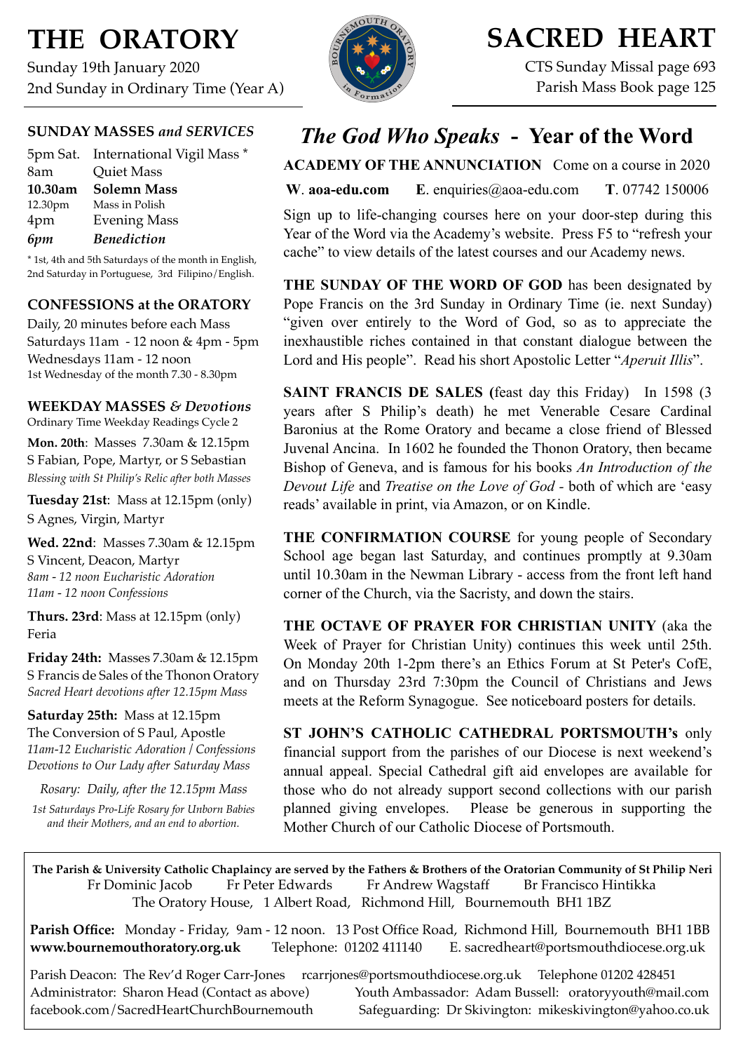# THE ORATORY

Sunday 19th January 2020
2nd Sunday in Ordinary Time (Year A)

# SACRED HEART

CTS Sunday Missal page 693
Parish Mass Book page 125

### SUNDAY MASSES *and SERVICES*

| | |
|---|---|
| 5pm Sat. | International Vigil Mass * |
| 8am | Quiet Mass |
| **10.30am** | **Solemn Mass** |
| 12.30pm | Mass in Polish |
| 4pm | Evening Mass |
| ***6pm*** | ***Benediction*** |

\* 1st, 4th and 5th Saturdays of the month in English, 2nd Saturday in Portuguese, 3rd Filipino/English.

### CONFESSIONS at the ORATORY

Daily, 20 minutes before each Mass
Saturdays 11am - 12 noon & 4pm - 5pm
Wednesdays 11am - 12 noon
1st Wednesday of the month 7.30 - 8.30pm

### WEEKDAY MASSES *& Devotions*

Ordinary Time Weekday Readings Cycle 2

**Mon. 20th**: Masses 7.30am & 12.15pm
S Fabian, Pope, Martyr, or S Sebastian
*Blessing with St Philip's Relic after both Masses*

**Tuesday 21st**: Mass at 12.15pm (only)
S Agnes, Virgin, Martyr

**Wed. 22nd**: Masses 7.30am & 12.15pm
S Vincent, Deacon, Martyr
*8am - 12 noon Eucharistic Adoration*
*11am - 12 noon Confessions*

**Thurs. 23rd**: Mass at 12.15pm (only)
Feria

**Friday 24th:** Masses 7.30am & 12.15pm
S Francis de Sales of the Thonon Oratory
*Sacred Heart devotions after 12.15pm Mass*

**Saturday 25th:** Mass at 12.15pm
The Conversion of S Paul, Apostle
*11am-12 Eucharistic Adoration / Confessions*
*Devotions to Our Lady after Saturday Mass*

*Rosary: Daily, after the 12.15pm Mass*

*1st Saturdays Pro-Life Rosary for Unborn Babies and their Mothers, and an end to abortion.*

## *The God Who Speaks* - Year of the Word

**ACADEMY OF THE ANNUNCIATION** Come on a course in 2020

**W**. **aoa-edu.com** **E**. enquiries@aoa-edu.com **T**. 07742 150006

Sign up to life-changing courses here on your door-step during this Year of the Word via the Academy's website. Press F5 to "refresh your cache" to view details of the latest courses and our Academy news.

**THE SUNDAY OF THE WORD OF GOD** has been designated by Pope Francis on the 3rd Sunday in Ordinary Time (ie. next Sunday) "given over entirely to the Word of God, so as to appreciate the inexhaustible riches contained in that constant dialogue between the Lord and His people". Read his short Apostolic Letter "*Aperuit Illis*".

**SAINT FRANCIS DE SALES (**feast day this Friday) In 1598 (3 years after S Philip's death) he met Venerable Cesare Cardinal Baronius at the Rome Oratory and became a close friend of Blessed Juvenal Ancina. In 1602 he founded the Thonon Oratory, then became Bishop of Geneva, and is famous for his books *An Introduction of the Devout Life* and *Treatise on the Love of God* - both of which are 'easy reads' available in print, via Amazon, or on Kindle.

**THE CONFIRMATION COURSE** for young people of Secondary School age began last Saturday, and continues promptly at 9.30am until 10.30am in the Newman Library - access from the front left hand corner of the Church, via the Sacristy, and down the stairs.

**THE OCTAVE OF PRAYER FOR CHRISTIAN UNITY** (aka the Week of Prayer for Christian Unity) continues this week until 25th. On Monday 20th 1-2pm there's an Ethics Forum at St Peter's CofE, and on Thursday 23rd 7:30pm the Council of Christians and Jews meets at the Reform Synagogue. See noticeboard posters for details.

**ST JOHN'S CATHOLIC CATHEDRAL PORTSMOUTH's** only financial support from the parishes of our Diocese is next weekend's annual appeal. Special Cathedral gift aid envelopes are available for those who do not already support second collections with our parish planned giving envelopes. Please be generous in supporting the Mother Church of our Catholic Diocese of Portsmouth.

---

**The Parish & University Catholic Chaplaincy are served by the Fathers & Brothers of the Oratorian Community of St Philip Neri**
Fr Dominic Jacob  Fr Peter Edwards  Fr Andrew Wagstaff  Br Francisco Hintikka
The Oratory House, 1 Albert Road, Richmond Hill, Bournemouth BH1 1BZ

**Parish Office:** Monday - Friday, 9am - 12 noon. 13 Post Office Road, Richmond Hill, Bournemouth BH1 1BB
**www.bournemouthoratory.org.uk** Telephone: 01202 411140 E. sacredheart@portsmouthdiocese.org.uk

Parish Deacon: The Rev'd Roger Carr-Jones rcarrjones@portsmouthdiocese.org.uk Telephone 01202 428451
Administrator: Sharon Head (Contact as above) Youth Ambassador: Adam Bussell: oratoryyouth@mail.com
facebook.com/SacredHeartChurchBournemouth Safeguarding: Dr Skivington: mikeskivington@yahoo.co.uk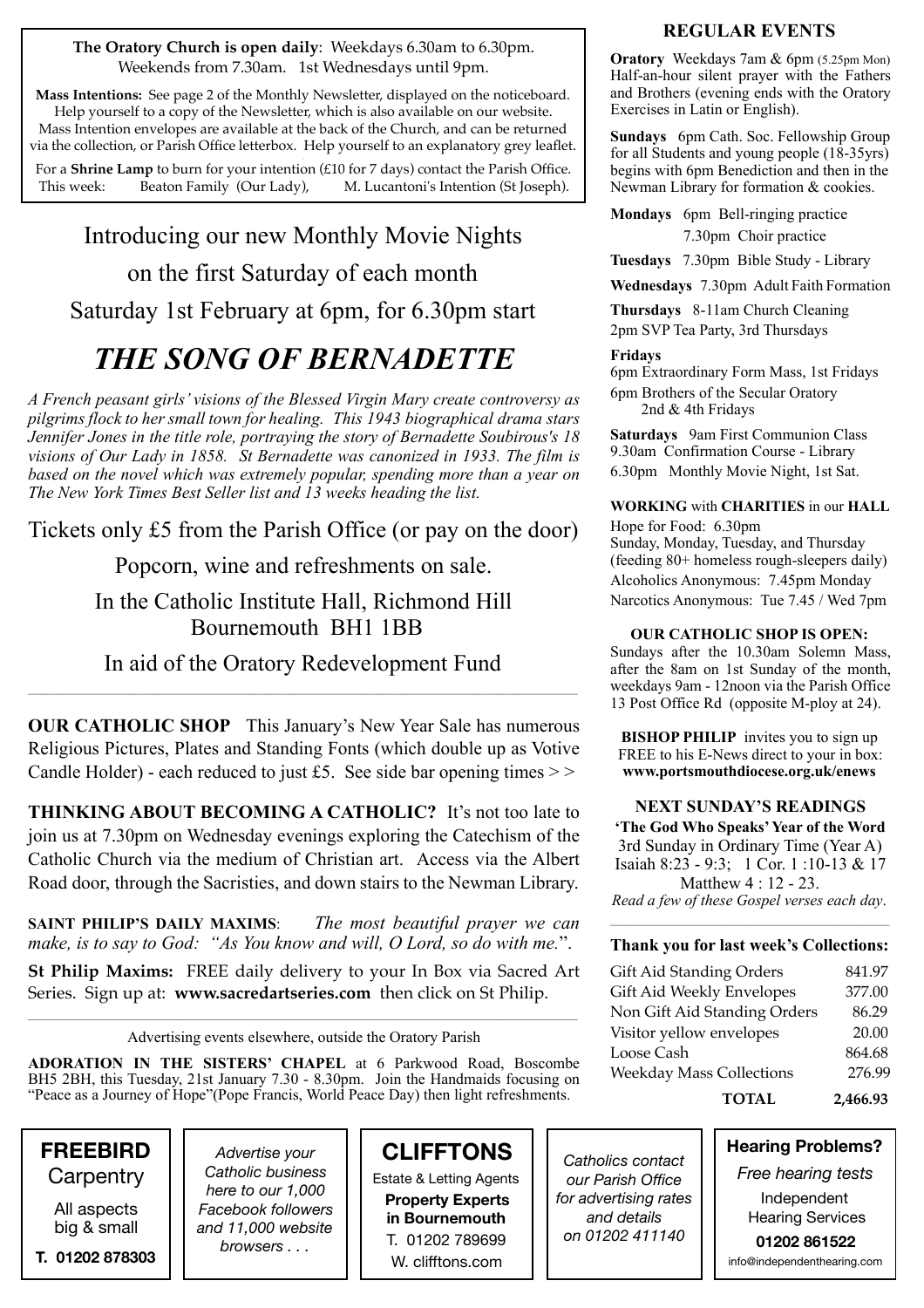**The Oratory Church is open daily**: Weekdays 6.30am to 6.30pm. Weekends from 7.30am. 1st Wednesdays until 9pm.

**Mass Intentions:** See page 2 of the Monthly Newsletter, displayed on the noticeboard. Help yourself to a copy of the Newsletter, which is also available on our website. Mass Intention envelopes are available at the back of the Church, and can be returned via the collection, or Parish Office letterbox. Help yourself to an explanatory grey leaflet.

For a **Shrine Lamp** to burn for your intention (£10 for 7 days) contact the Parish Office. This week: Beaton Family (Our Lady), M. Lucantoni's Intention (St Joseph).

Introducing our new Monthly Movie Nights on the first Saturday of each month

Saturday 1st February at 6pm, for 6.30pm start

# *THE SONG OF BERNADETTE*

*A French peasant girls' visions of the Blessed Virgin Mary create controversy as pilgrims flock to her small town for healing. This 1943 biographical drama stars Jennifer Jones in the title role, portraying the story of Bernadette Soubirous's 18 visions of Our Lady in 1858. St Bernadette was canonized in 1933. The film is based on the novel which was extremely popular, spending more than a year on The New York Times Best Seller list and 13 weeks heading the list.*

Tickets only £5 from the Parish Office (or pay on the door)

Popcorn, wine and refreshments on sale.

In the Catholic Institute Hall, Richmond Hill Bournemouth BH1 1BB

In aid of the Oratory Redevelopment Fund

---

**OUR CATHOLIC SHOP** This January's New Year Sale has numerous Religious Pictures, Plates and Standing Fonts (which double up as Votive Candle Holder) - each reduced to just £5. See side bar opening times > >

**THINKING ABOUT BECOMING A CATHOLIC?** It's not too late to join us at 7.30pm on Wednesday evenings exploring the Catechism of the Catholic Church via the medium of Christian art. Access via the Albert Road door, through the Sacristies, and down stairs to the Newman Library.

**SAINT PHILIP'S DAILY MAXIMS**: *The most beautiful prayer we can make, is to say to God: "As You know and will, O Lord, so do with me."*.

**St Philip Maxims:** FREE daily delivery to your In Box via Sacred Art Series. Sign up at: **www.sacredartseries.com** then click on St Philip.

---

Advertising events elsewhere, outside the Oratory Parish

**ADORATION IN THE SISTERS' CHAPEL** at 6 Parkwood Road, Boscombe BH5 2BH, this Tuesday, 21st January 7.30 - 8.30pm. Join the Handmaids focusing on "Peace as a Journey of Hope"(Pope Francis, World Peace Day) then light refreshments.

## REGULAR EVENTS

**Oratory** Weekdays 7am & 6pm (5.25pm Mon) Half-an-hour silent prayer with the Fathers and Brothers (evening ends with the Oratory Exercises in Latin or English).

**Sundays** 6pm Cath. Soc. Fellowship Group for all Students and young people (18-35yrs) begins with 6pm Benediction and then in the Newman Library for formation & cookies.

**Mondays** 6pm Bell-ringing practice
7.30pm Choir practice

**Tuesdays** 7.30pm Bible Study - Library

**Wednesdays** 7.30pm Adult Faith Formation

**Thursdays** 8-11am Church Cleaning
2pm SVP Tea Party, 3rd Thursdays

**Fridays**
6pm Extraordinary Form Mass, 1st Fridays
6pm Brothers of the Secular Oratory 2nd & 4th Fridays

**Saturdays** 9am First Communion Class
9.30am Confirmation Course - Library
6.30pm Monthly Movie Night, 1st Sat.

**WORKING** with **CHARITIES** in our **HALL**

Hope for Food: 6.30pm
Sunday, Monday, Tuesday, and Thursday (feeding 80+ homeless rough-sleepers daily)
Alcoholics Anonymous: 7.45pm Monday
Narcotics Anonymous: Tue 7.45 / Wed 7pm

**OUR CATHOLIC SHOP IS OPEN:**
Sundays after the 10.30am Solemn Mass, after the 8am on 1st Sunday of the month, weekdays 9am - 12noon via the Parish Office 13 Post Office Rd (opposite M-ploy at 24).

**BISHOP PHILIP** invites you to sign up FREE to his E-News direct to your in box: **www.portsmouthdiocese.org.uk/enews**

**NEXT SUNDAY'S READINGS**
**'The God Who Speaks' Year of the Word**
3rd Sunday in Ordinary Time (Year A)
Isaiah 8:23 - 9:3; 1 Cor. 1 :10-13 & 17
Matthew 4 : 12 - 23.
*Read a few of these Gospel verses each day*.

**Thank you for last week's Collections:**

| | |
|---|---|
| Gift Aid Standing Orders | 841.97 |
| Gift Aid Weekly Envelopes | 377.00 |
| Non Gift Aid Standing Orders | 86.29 |
| Visitor yellow envelopes | 20.00 |
| Loose Cash | 864.68 |
| Weekday Mass Collections | 276.99 |
| **TOTAL** | **2,466.93** |

---

**FREEBIRD** Carpentry
All aspects big & small
**T. 01202 878303**

*Advertise your Catholic business here to our 1,000 Facebook followers and 11,000 website browsers . . .*

**CLIFFTONS**
Estate & Letting Agents
**Property Experts in Bournemouth**
T. 01202 789699
W. clifftons.com

*Catholics contact our Parish Office for advertising rates and details on 01202 411140*

**Hearing Problems?**
*Free hearing tests*
Independent Hearing Services
**01202 861522**
info@independenthearing.com